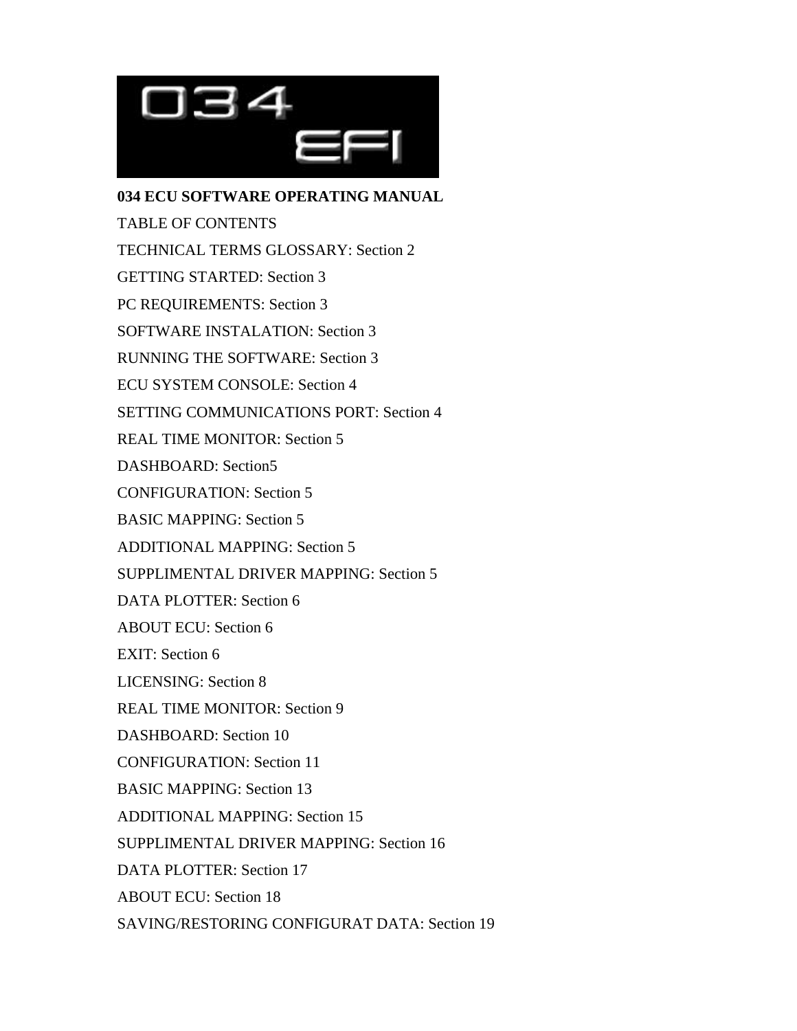**034 ECU SOFTWARE OPERATING MANUAL**

TABLE OF CONTENTS

TECHNICAL TERMS GLOSSARY: Section 2

GETTING STARTED: Section 3

PC REQUIREMENTS: Section 3

SOFTWARE INSTALATION: Section 3

RUNNING THE SOFTWARE: Section 3

ECU SYSTEM CONSOLE: Section 4

SETTING COMMUNICATIONS PORT: Section 4

REAL TIME MONITOR: Section 5

DASHBOARD: Section5

CONFIGURATION: Section 5

BASIC MAPPING: Section 5

ADDITIONAL MAPPING: Section 5

SUPPLIMENTAL DRIVER MAPPING: Section 5

DATA PLOTTER: Section 6

ABOUT ECU: Section 6

EXIT: Section 6

LICENSING: Section 8

REAL TIME MONITOR: Section 9

DASHBOARD: Section 10

CONFIGURATION: Section 11

BASIC MAPPING: Section 13

ADDITIONAL MAPPING: Section 15

SUPPLIMENTAL DRIVER MAPPING: Section 16

DATA PLOTTER: Section 17

ABOUT ECU: Section 18

SAVING/RESTORING CONFIGURAT DATA: Section 19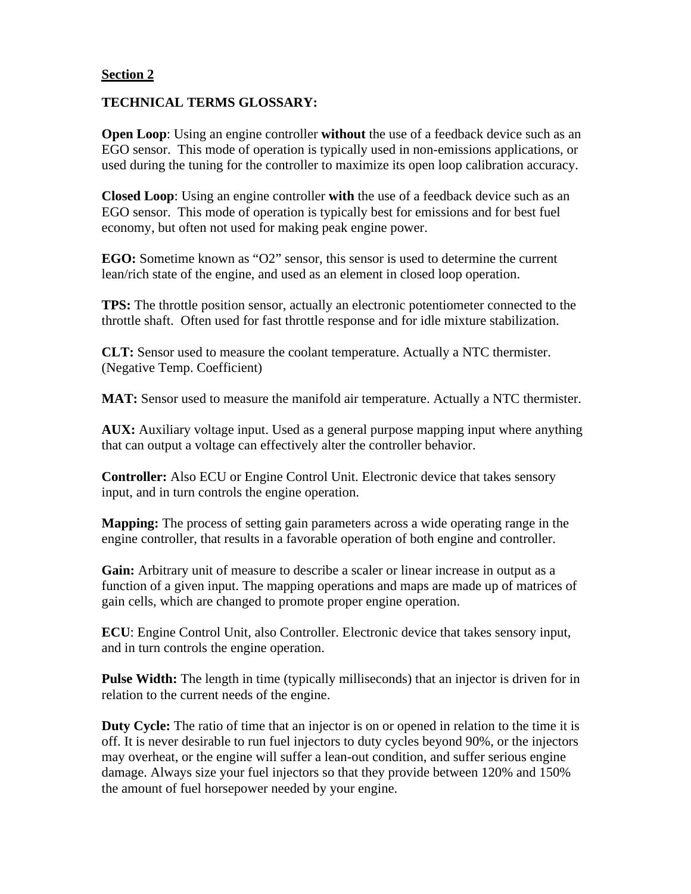**Section 2**

**TECHNICAL TERMS GLOSSARY:**

**Open Loop**: Using an engine controller **without** the use of a feedback device such as an EGO sensor. This mode of operation is typically used in non-emissions applications, or used during the tuning for the controller to maximize its open loop calibration accuracy.

**Closed Loop**: Using an engine controller **with** the use of a feedback device such as an EGO sensor. This mode of operation is typically best for emissions and for best fuel economy, but often not used for making peak engine power.

**EGO:** Sometime known as "O2" sensor, this sensor is used to determine the current lean/rich state of the engine, and used as an element in closed loop operation.

**TPS:** The throttle position sensor, actually an electronic potentiometer connected to the throttle shaft. Often used for fast throttle response and for idle mixture stabilization.

**CLT:** Sensor used to measure the coolant temperature. Actually a NTC thermister. (Negative Temp. Coefficient)

**MAT:** Sensor used to measure the manifold air temperature. Actually a NTC thermister.

**AUX:** Auxiliary voltage input. Used as a general purpose mapping input where anything that can output a voltage can effectively alter the controller behavior.

**Controller:** Also ECU or Engine Control Unit. Electronic device that takes sensory input, and in turn controls the engine operation.

**Mapping:** The process of setting gain parameters across a wide operating range in the engine controller, that results in a favorable operation of both engine and controller.

**Gain:** Arbitrary unit of measure to describe a scaler or linear increase in output as a function of a given input. The mapping operations and maps are made up of matrices of gain cells, which are changed to promote proper engine operation.

**ECU**: Engine Control Unit, also Controller. Electronic device that takes sensory input, and in turn controls the engine operation.

**Pulse Width:** The length in time (typically milliseconds) that an injector is driven for in relation to the current needs of the engine.

**Duty Cycle:** The ratio of time that an injector is on or opened in relation to the time it is off. It is never desirable to run fuel injectors to duty cycles beyond 90%, or the injectors may overheat, or the engine will suffer a lean-out condition, and suffer serious engine damage. Always size your fuel injectors so that they provide between 120% and 150% the amount of fuel horsepower needed by your engine.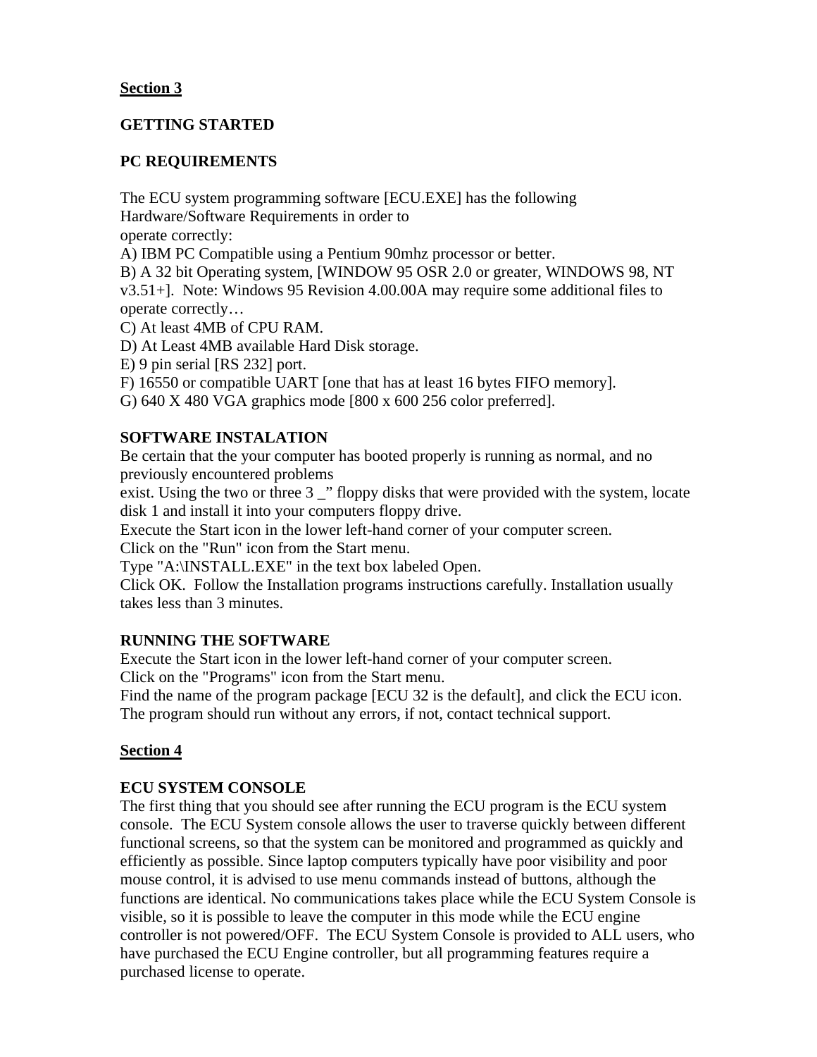## Section 3

### GETTING STARTED

### PC REQUIREMENTS

The ECU system programming software [ECU.EXE] has the following Hardware/Software Requirements in order to operate correctly:

A) IBM PC Compatible using a Pentium 90mhz processor or better.
B) A 32 bit Operating system, [WINDOW 95 OSR 2.0 or greater, WINDOWS 98, NT v3.51+]. Note: Windows 95 Revision 4.00.00A may require some additional files to operate correctly…
C) At least 4MB of CPU RAM.
D) At Least 4MB available Hard Disk storage.
E) 9 pin serial [RS 232] port.
F) 16550 or compatible UART [one that has at least 16 bytes FIFO memory].
G) 640 X 480 VGA graphics mode [800 x 600 256 color preferred].

### SOFTWARE INSTALATION

Be certain that the your computer has booted properly is running as normal, and no previously encountered problems exist. Using the two or three 3 _” floppy disks that were provided with the system, locate disk 1 and install it into your computers floppy drive.
Execute the Start icon in the lower left-hand corner of your computer screen.
Click on the "Run" icon from the Start menu.
Type "A:\INSTALL.EXE" in the text box labeled Open.
Click OK. Follow the Installation programs instructions carefully. Installation usually takes less than 3 minutes.

### RUNNING THE SOFTWARE

Execute the Start icon in the lower left-hand corner of your computer screen.
Click on the "Programs" icon from the Start menu.
Find the name of the program package [ECU 32 is the default], and click the ECU icon. The program should run without any errors, if not, contact technical support.

## Section 4

### ECU SYSTEM CONSOLE

The first thing that you should see after running the ECU program is the ECU system console. The ECU System console allows the user to traverse quickly between different functional screens, so that the system can be monitored and programmed as quickly and efficiently as possible. Since laptop computers typically have poor visibility and poor mouse control, it is advised to use menu commands instead of buttons, although the functions are identical. No communications takes place while the ECU System Console is visible, so it is possible to leave the computer in this mode while the ECU engine controller is not powered/OFF. The ECU System Console is provided to ALL users, who have purchased the ECU Engine controller, but all programming features require a purchased license to operate.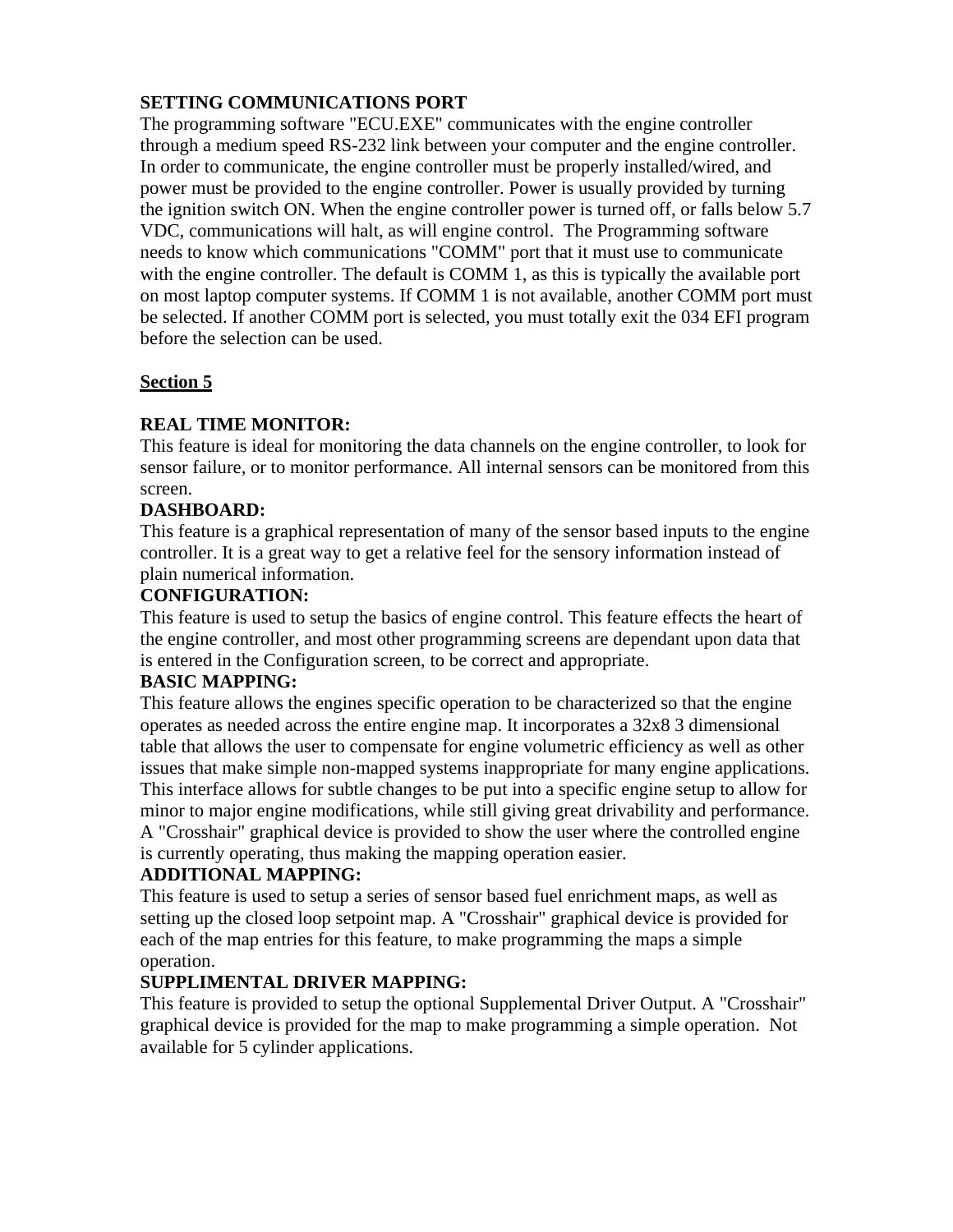**SETTING COMMUNICATIONS PORT**

The programming software "ECU.EXE" communicates with the engine controller through a medium speed RS-232 link between your computer and the engine controller. In order to communicate, the engine controller must be properly installed/wired, and power must be provided to the engine controller. Power is usually provided by turning the ignition switch ON. When the engine controller power is turned off, or falls below 5.7 VDC, communications will halt, as will engine control. The Programming software needs to know which communications "COMM" port that it must use to communicate with the engine controller. The default is COMM 1, as this is typically the available port on most laptop computer systems. If COMM 1 is not available, another COMM port must be selected. If another COMM port is selected, you must totally exit the 034 EFI program before the selection can be used.

## <u>Section 5</u>

**REAL TIME MONITOR:**

This feature is ideal for monitoring the data channels on the engine controller, to look for sensor failure, or to monitor performance. All internal sensors can be monitored from this screen.

**DASHBOARD:**

This feature is a graphical representation of many of the sensor based inputs to the engine controller. It is a great way to get a relative feel for the sensory information instead of plain numerical information.

**CONFIGURATION:**

This feature is used to setup the basics of engine control. This feature effects the heart of the engine controller, and most other programming screens are dependant upon data that is entered in the Configuration screen, to be correct and appropriate.

**BASIC MAPPING:**

This feature allows the engines specific operation to be characterized so that the engine operates as needed across the entire engine map. It incorporates a 32x8 3 dimensional table that allows the user to compensate for engine volumetric efficiency as well as other issues that make simple non-mapped systems inappropriate for many engine applications. This interface allows for subtle changes to be put into a specific engine setup to allow for minor to major engine modifications, while still giving great drivability and performance. A "Crosshair" graphical device is provided to show the user where the controlled engine is currently operating, thus making the mapping operation easier.

**ADDITIONAL MAPPING:**

This feature is used to setup a series of sensor based fuel enrichment maps, as well as setting up the closed loop setpoint map. A "Crosshair" graphical device is provided for each of the map entries for this feature, to make programming the maps a simple operation.

**SUPPLIMENTAL DRIVER MAPPING:**

This feature is provided to setup the optional Supplemental Driver Output. A "Crosshair" graphical device is provided for the map to make programming a simple operation. Not available for 5 cylinder applications.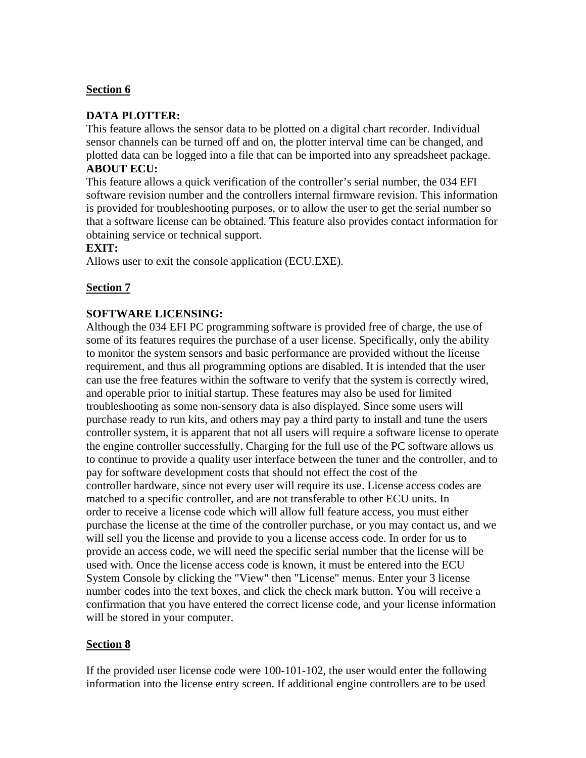## Section 6

**DATA PLOTTER:**
This feature allows the sensor data to be plotted on a digital chart recorder. Individual sensor channels can be turned off and on, the plotter interval time can be changed, and plotted data can be logged into a file that can be imported into any spreadsheet package.
**ABOUT ECU:**
This feature allows a quick verification of the controller's serial number, the 034 EFI software revision number and the controllers internal firmware revision. This information is provided for troubleshooting purposes, or to allow the user to get the serial number so that a software license can be obtained. This feature also provides contact information for obtaining service or technical support.
**EXIT:**
Allows user to exit the console application (ECU.EXE).

## Section 7

**SOFTWARE LICENSING:**
Although the 034 EFI PC programming software is provided free of charge, the use of some of its features requires the purchase of a user license. Specifically, only the ability to monitor the system sensors and basic performance are provided without the license requirement, and thus all programming options are disabled. It is intended that the user can use the free features within the software to verify that the system is correctly wired, and operable prior to initial startup. These features may also be used for limited troubleshooting as some non-sensory data is also displayed. Since some users will purchase ready to run kits, and others may pay a third party to install and tune the users controller system, it is apparent that not all users will require a software license to operate the engine controller successfully. Charging for the full use of the PC software allows us to continue to provide a quality user interface between the tuner and the controller, and to pay for software development costs that should not effect the cost of the controller hardware, since not every user will require its use. License access codes are matched to a specific controller, and are not transferable to other ECU units. In order to receive a license code which will allow full feature access, you must either purchase the license at the time of the controller purchase, or you may contact us, and we will sell you the license and provide to you a license access code. In order for us to provide an access code, we will need the specific serial number that the license will be used with. Once the license access code is known, it must be entered into the ECU System Console by clicking the "View" then "License" menus. Enter your 3 license number codes into the text boxes, and click the check mark button. You will receive a confirmation that you have entered the correct license code, and your license information will be stored in your computer.

## Section 8

If the provided user license code were 100-101-102, the user would enter the following information into the license entry screen. If additional engine controllers are to be used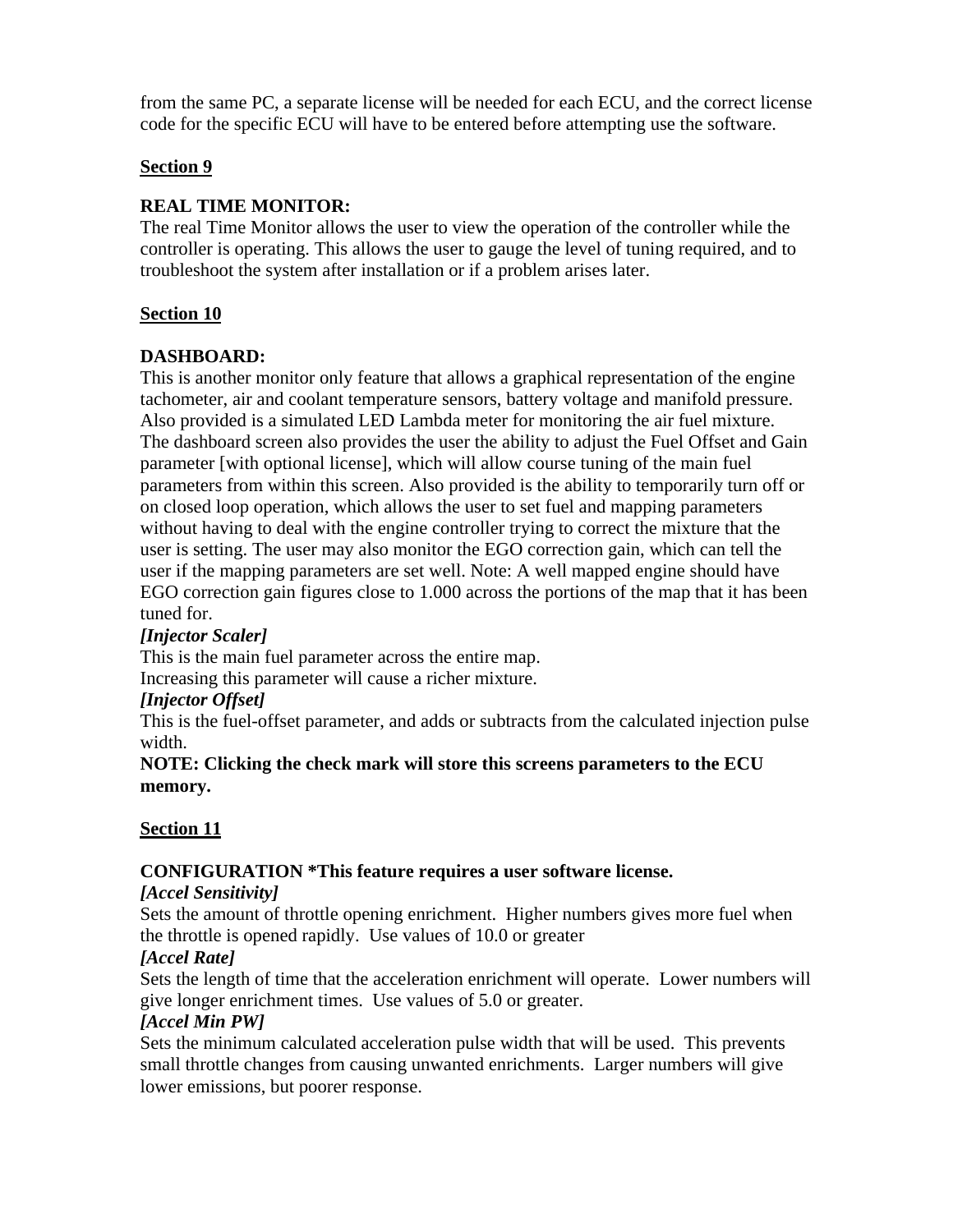from the same PC, a separate license will be needed for each ECU, and the correct license code for the specific ECU will have to be entered before attempting use the software.

## Section 9

**REAL TIME MONITOR:**
The real Time Monitor allows the user to view the operation of the controller while the controller is operating. This allows the user to gauge the level of tuning required, and to troubleshoot the system after installation or if a problem arises later.

## Section 10

**DASHBOARD:**
This is another monitor only feature that allows a graphical representation of the engine tachometer, air and coolant temperature sensors, battery voltage and manifold pressure. Also provided is a simulated LED Lambda meter for monitoring the air fuel mixture. The dashboard screen also provides the user the ability to adjust the Fuel Offset and Gain parameter [with optional license], which will allow course tuning of the main fuel parameters from within this screen. Also provided is the ability to temporarily turn off or on closed loop operation, which allows the user to set fuel and mapping parameters without having to deal with the engine controller trying to correct the mixture that the user is setting. The user may also monitor the EGO correction gain, which can tell the user if the mapping parameters are set well. Note: A well mapped engine should have EGO correction gain figures close to 1.000 across the portions of the map that it has been tuned for.

***[Injector Scaler]***
This is the main fuel parameter across the entire map.
Increasing this parameter will cause a richer mixture.

***[Injector Offset]***
This is the fuel-offset parameter, and adds or subtracts from the calculated injection pulse width.

**NOTE: Clicking the check mark will store this screens parameters to the ECU memory.**

## Section 11

**CONFIGURATION *This feature requires a user software license.**

***[Accel Sensitivity]***
Sets the amount of throttle opening enrichment. Higher numbers gives more fuel when the throttle is opened rapidly. Use values of 10.0 or greater

***[Accel Rate]***
Sets the length of time that the acceleration enrichment will operate. Lower numbers will give longer enrichment times. Use values of 5.0 or greater.

***[Accel Min PW]***
Sets the minimum calculated acceleration pulse width that will be used. This prevents small throttle changes from causing unwanted enrichments. Larger numbers will give lower emissions, but poorer response.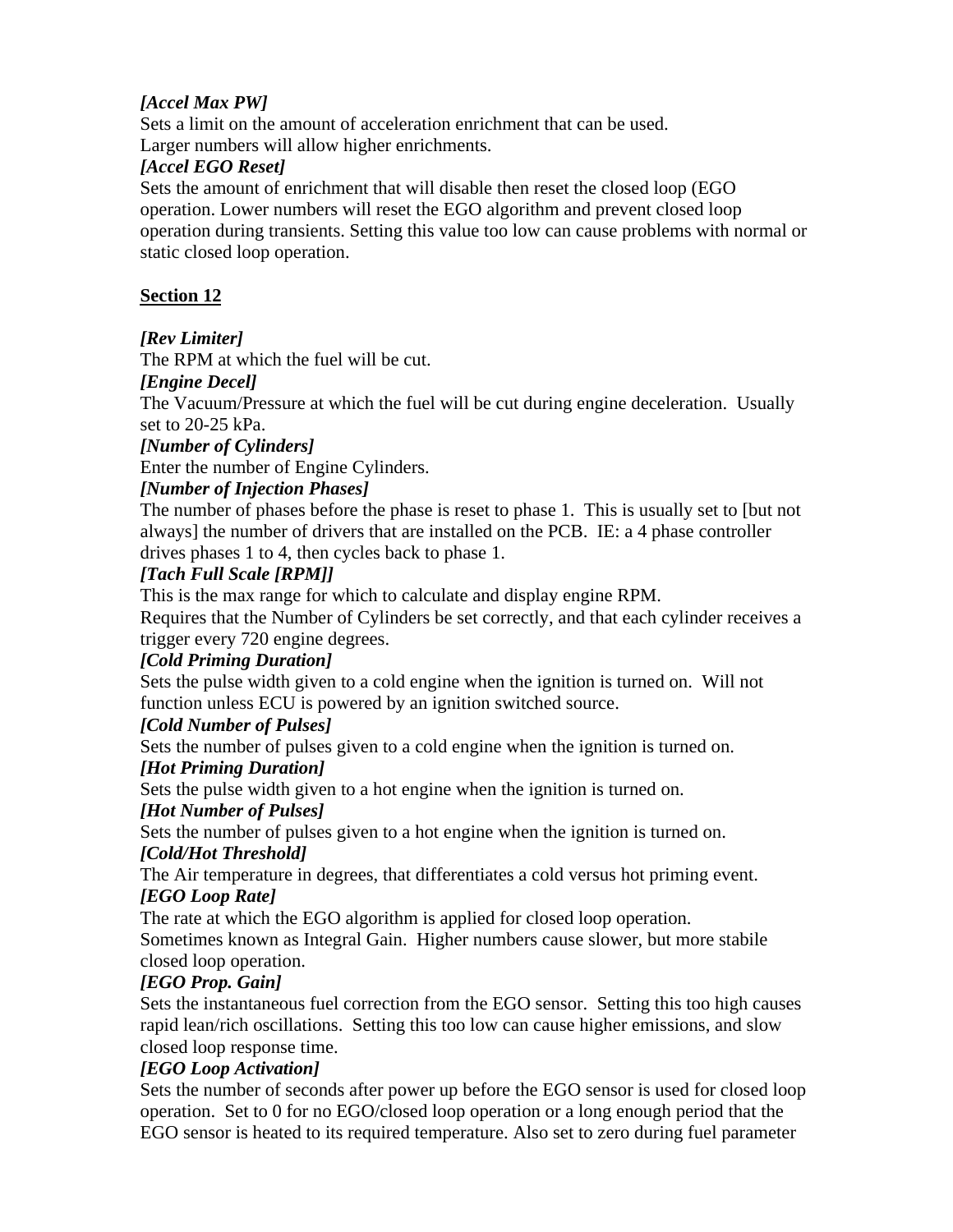***[Accel Max PW]***

Sets a limit on the amount of acceleration enrichment that can be used.
Larger numbers will allow higher enrichments.

***[Accel EGO Reset]***

Sets the amount of enrichment that will disable then reset the closed loop (EGO operation. Lower numbers will reset the EGO algorithm and prevent closed loop operation during transients. Setting this value too low can cause problems with normal or static closed loop operation.

## **Section 12**

***[Rev Limiter]***

The RPM at which the fuel will be cut.

***[Engine Decel]***

The Vacuum/Pressure at which the fuel will be cut during engine deceleration. Usually set to 20-25 kPa.

***[Number of Cylinders]***

Enter the number of Engine Cylinders.

***[Number of Injection Phases]***

The number of phases before the phase is reset to phase 1. This is usually set to [but not always] the number of drivers that are installed on the PCB. IE: a 4 phase controller drives phases 1 to 4, then cycles back to phase 1.

***[Tach Full Scale [RPM]]***

This is the max range for which to calculate and display engine RPM.
Requires that the Number of Cylinders be set correctly, and that each cylinder receives a trigger every 720 engine degrees.

***[Cold Priming Duration]***

Sets the pulse width given to a cold engine when the ignition is turned on. Will not function unless ECU is powered by an ignition switched source.

***[Cold Number of Pulses]***

Sets the number of pulses given to a cold engine when the ignition is turned on.

***[Hot Priming Duration]***

Sets the pulse width given to a hot engine when the ignition is turned on.

***[Hot Number of Pulses]***

Sets the number of pulses given to a hot engine when the ignition is turned on.

***[Cold/Hot Threshold]***

The Air temperature in degrees, that differentiates a cold versus hot priming event.

***[EGO Loop Rate]***

The rate at which the EGO algorithm is applied for closed loop operation.
Sometimes known as Integral Gain. Higher numbers cause slower, but more stabile closed loop operation.

***[EGO Prop. Gain]***

Sets the instantaneous fuel correction from the EGO sensor. Setting this too high causes rapid lean/rich oscillations. Setting this too low can cause higher emissions, and slow closed loop response time.

***[EGO Loop Activation]***

Sets the number of seconds after power up before the EGO sensor is used for closed loop operation. Set to 0 for no EGO/closed loop operation or a long enough period that the EGO sensor is heated to its required temperature. Also set to zero during fuel parameter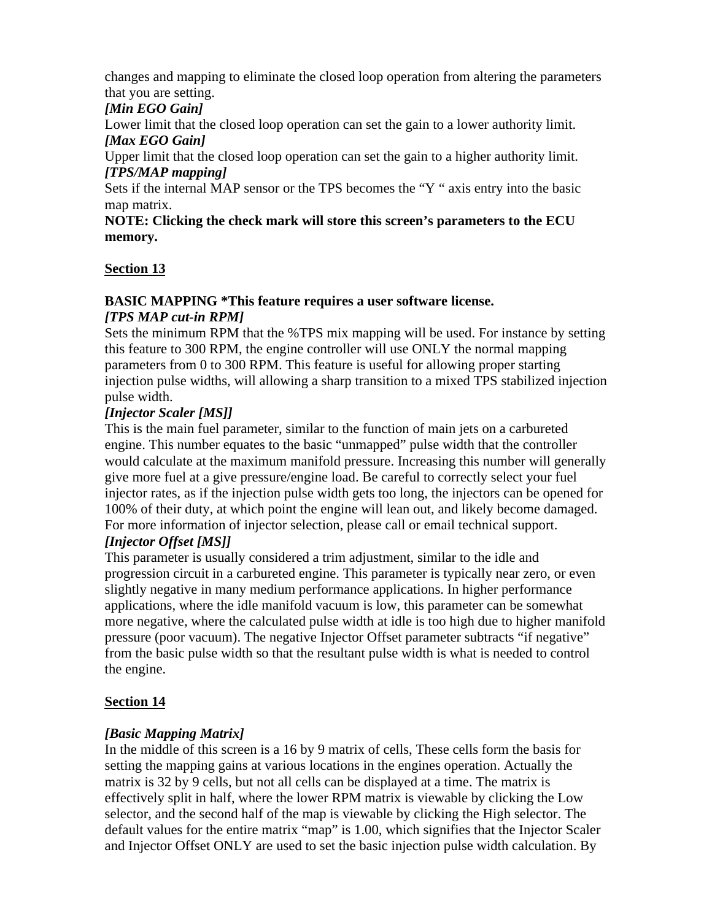changes and mapping to eliminate the closed loop operation from altering the parameters that you are setting.

***[Min EGO Gain]***

Lower limit that the closed loop operation can set the gain to a lower authority limit.

***[Max EGO Gain]***

Upper limit that the closed loop operation can set the gain to a higher authority limit.

***[TPS/MAP mapping]***

Sets if the internal MAP sensor or the TPS becomes the “Y “ axis entry into the basic map matrix.

**NOTE: Clicking the check mark will store this screen’s parameters to the ECU memory.**

## Section 13

**BASIC MAPPING *This feature requires a user software license.**

***[TPS MAP cut-in RPM]***

Sets the minimum RPM that the %TPS mix mapping will be used. For instance by setting this feature to 300 RPM, the engine controller will use ONLY the normal mapping parameters from 0 to 300 RPM. This feature is useful for allowing proper starting injection pulse widths, will allowing a sharp transition to a mixed TPS stabilized injection pulse width.

***[Injector Scaler [MS]]***

This is the main fuel parameter, similar to the function of main jets on a carbureted engine. This number equates to the basic “unmapped” pulse width that the controller would calculate at the maximum manifold pressure. Increasing this number will generally give more fuel at a give pressure/engine load. Be careful to correctly select your fuel injector rates, as if the injection pulse width gets too long, the injectors can be opened for 100% of their duty, at which point the engine will lean out, and likely become damaged. For more information of injector selection, please call or email technical support.

***[Injector Offset [MS]]***

This parameter is usually considered a trim adjustment, similar to the idle and progression circuit in a carbureted engine. This parameter is typically near zero, or even slightly negative in many medium performance applications. In higher performance applications, where the idle manifold vacuum is low, this parameter can be somewhat more negative, where the calculated pulse width at idle is too high due to higher manifold pressure (poor vacuum). The negative Injector Offset parameter subtracts “if negative” from the basic pulse width so that the resultant pulse width is what is needed to control the engine.

## Section 14

***[Basic Mapping Matrix]***

In the middle of this screen is a 16 by 9 matrix of cells, These cells form the basis for setting the mapping gains at various locations in the engines operation. Actually the matrix is 32 by 9 cells, but not all cells can be displayed at a time. The matrix is effectively split in half, where the lower RPM matrix is viewable by clicking the Low selector, and the second half of the map is viewable by clicking the High selector. The default values for the entire matrix “map” is 1.00, which signifies that the Injector Scaler and Injector Offset ONLY are used to set the basic injection pulse width calculation. By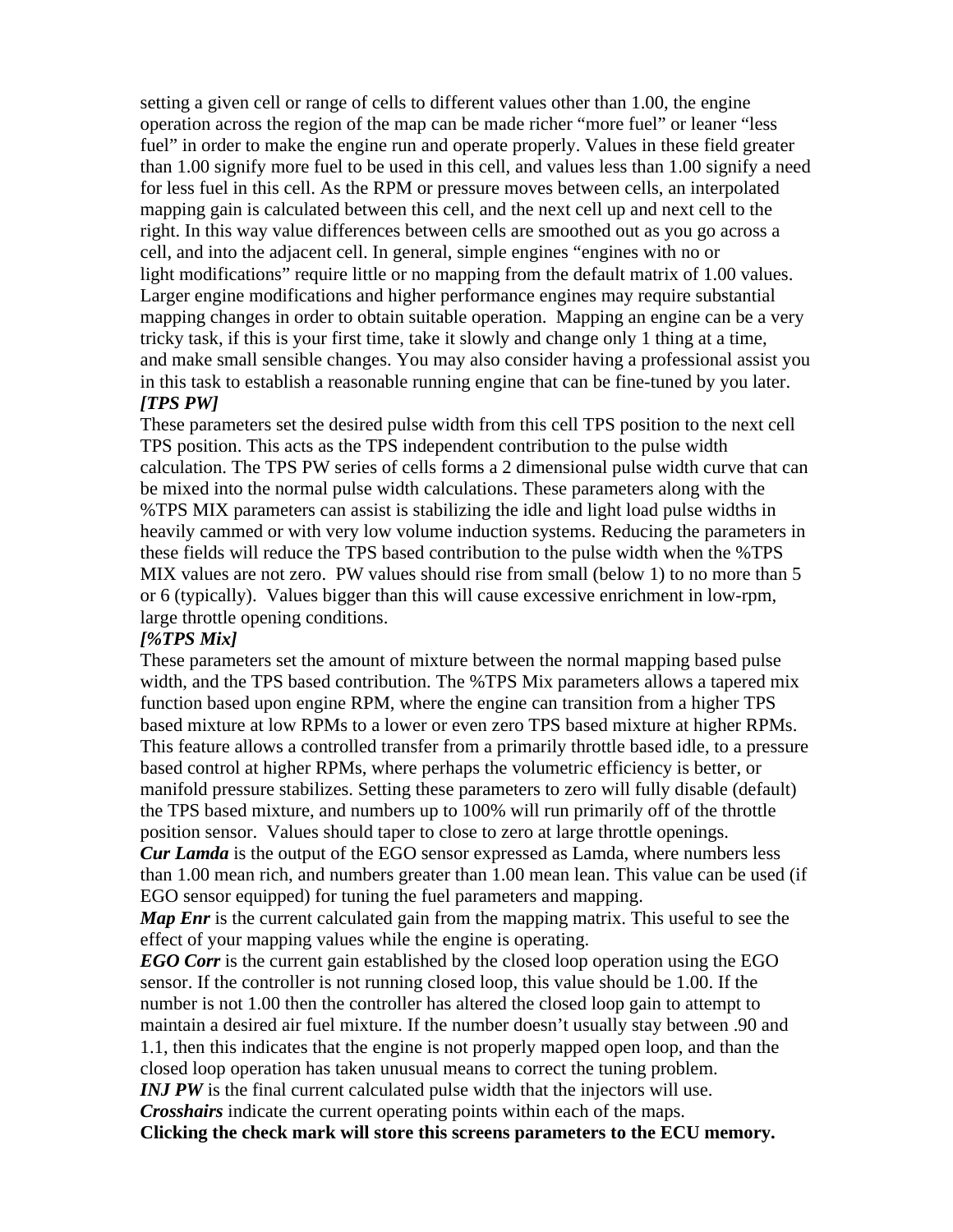setting a given cell or range of cells to different values other than 1.00, the engine operation across the region of the map can be made richer "more fuel" or leaner "less fuel" in order to make the engine run and operate properly. Values in these field greater than 1.00 signify more fuel to be used in this cell, and values less than 1.00 signify a need for less fuel in this cell. As the RPM or pressure moves between cells, an interpolated mapping gain is calculated between this cell, and the next cell up and next cell to the right. In this way value differences between cells are smoothed out as you go across a cell, and into the adjacent cell. In general, simple engines "engines with no or light modifications" require little or no mapping from the default matrix of 1.00 values. Larger engine modifications and higher performance engines may require substantial mapping changes in order to obtain suitable operation. Mapping an engine can be a very tricky task, if this is your first time, take it slowly and change only 1 thing at a time, and make small sensible changes. You may also consider having a professional assist you in this task to establish a reasonable running engine that can be fine-tuned by you later.

***[TPS PW]***

These parameters set the desired pulse width from this cell TPS position to the next cell TPS position. This acts as the TPS independent contribution to the pulse width calculation. The TPS PW series of cells forms a 2 dimensional pulse width curve that can be mixed into the normal pulse width calculations. These parameters along with the %TPS MIX parameters can assist is stabilizing the idle and light load pulse widths in heavily cammed or with very low volume induction systems. Reducing the parameters in these fields will reduce the TPS based contribution to the pulse width when the %TPS MIX values are not zero. PW values should rise from small (below 1) to no more than 5 or 6 (typically). Values bigger than this will cause excessive enrichment in low-rpm, large throttle opening conditions.

***[%TPS Mix]***

These parameters set the amount of mixture between the normal mapping based pulse width, and the TPS based contribution. The %TPS Mix parameters allows a tapered mix function based upon engine RPM, where the engine can transition from a higher TPS based mixture at low RPMs to a lower or even zero TPS based mixture at higher RPMs. This feature allows a controlled transfer from a primarily throttle based idle, to a pressure based control at higher RPMs, where perhaps the volumetric efficiency is better, or manifold pressure stabilizes. Setting these parameters to zero will fully disable (default) the TPS based mixture, and numbers up to 100% will run primarily off of the throttle position sensor. Values should taper to close to zero at large throttle openings.

***Cur Lamda*** is the output of the EGO sensor expressed as Lamda, where numbers less than 1.00 mean rich, and numbers greater than 1.00 mean lean. This value can be used (if EGO sensor equipped) for tuning the fuel parameters and mapping.

***Map Enr*** is the current calculated gain from the mapping matrix. This useful to see the effect of your mapping values while the engine is operating.

***EGO Corr*** is the current gain established by the closed loop operation using the EGO sensor. If the controller is not running closed loop, this value should be 1.00. If the number is not 1.00 then the controller has altered the closed loop gain to attempt to maintain a desired air fuel mixture. If the number doesn't usually stay between .90 and 1.1, then this indicates that the engine is not properly mapped open loop, and than the closed loop operation has taken unusual means to correct the tuning problem.

***INJ PW*** is the final current calculated pulse width that the injectors will use.

***Crosshairs*** indicate the current operating points within each of the maps.

**Clicking the check mark will store this screens parameters to the ECU memory.**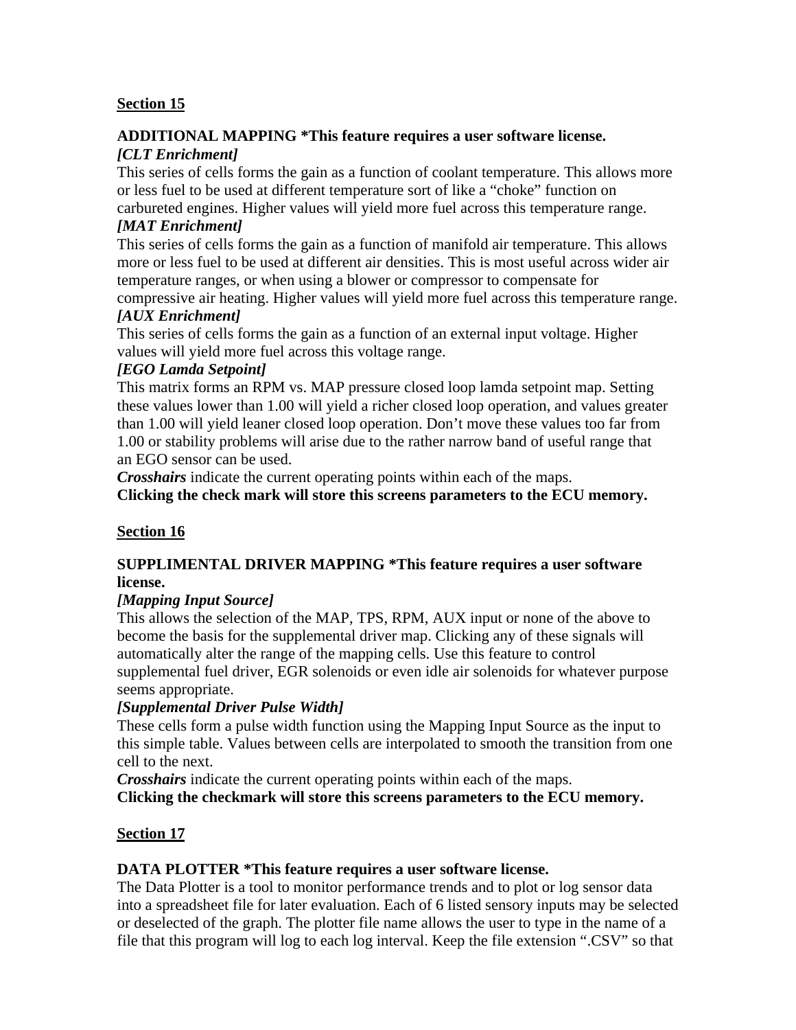## Section 15

**ADDITIONAL MAPPING *This feature requires a user software license.**

***[CLT Enrichment]***

This series of cells forms the gain as a function of coolant temperature. This allows more or less fuel to be used at different temperature sort of like a "choke" function on carbureted engines. Higher values will yield more fuel across this temperature range.

***[MAT Enrichment]***

This series of cells forms the gain as a function of manifold air temperature. This allows more or less fuel to be used at different air densities. This is most useful across wider air temperature ranges, or when using a blower or compressor to compensate for compressive air heating. Higher values will yield more fuel across this temperature range.

***[AUX Enrichment]***

This series of cells forms the gain as a function of an external input voltage. Higher values will yield more fuel across this voltage range.

***[EGO Lamda Setpoint]***

This matrix forms an RPM vs. MAP pressure closed loop lamda setpoint map. Setting these values lower than 1.00 will yield a richer closed loop operation, and values greater than 1.00 will yield leaner closed loop operation. Don't move these values too far from 1.00 or stability problems will arise due to the rather narrow band of useful range that an EGO sensor can be used.

***Crosshairs*** indicate the current operating points within each of the maps.

**Clicking the check mark will store this screens parameters to the ECU memory.**

## Section 16

**SUPPLIMENTAL DRIVER MAPPING *This feature requires a user software license.**

***[Mapping Input Source]***

This allows the selection of the MAP, TPS, RPM, AUX input or none of the above to become the basis for the supplemental driver map. Clicking any of these signals will automatically alter the range of the mapping cells. Use this feature to control supplemental fuel driver, EGR solenoids or even idle air solenoids for whatever purpose seems appropriate.

***[Supplemental Driver Pulse Width]***

These cells form a pulse width function using the Mapping Input Source as the input to this simple table. Values between cells are interpolated to smooth the transition from one cell to the next.

***Crosshairs*** indicate the current operating points within each of the maps.

**Clicking the checkmark will store this screens parameters to the ECU memory.**

## Section 17

**DATA PLOTTER *This feature requires a user software license.**

The Data Plotter is a tool to monitor performance trends and to plot or log sensor data into a spreadsheet file for later evaluation. Each of 6 listed sensory inputs may be selected or deselected of the graph. The plotter file name allows the user to type in the name of a file that this program will log to each log interval. Keep the file extension ".CSV" so that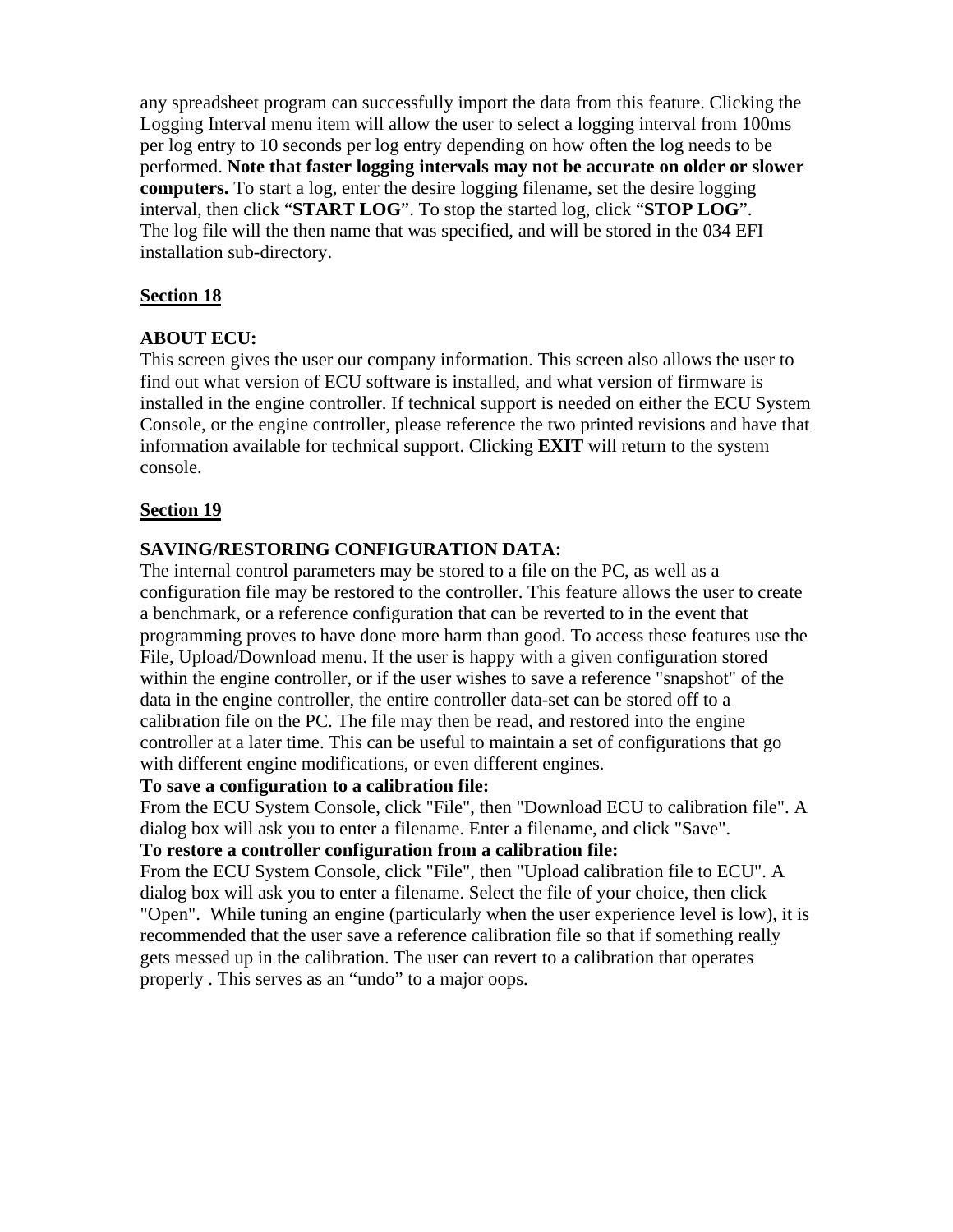any spreadsheet program can successfully import the data from this feature. Clicking the Logging Interval menu item will allow the user to select a logging interval from 100ms per log entry to 10 seconds per log entry depending on how often the log needs to be performed. **Note that faster logging intervals may not be accurate on older or slower computers.** To start a log, enter the desire logging filename, set the desire logging interval, then click "**START LOG**". To stop the started log, click "**STOP LOG**". The log file will the then name that was specified, and will be stored in the 034 EFI installation sub-directory.

## Section 18

**ABOUT ECU:**
This screen gives the user our company information. This screen also allows the user to find out what version of ECU software is installed, and what version of firmware is installed in the engine controller. If technical support is needed on either the ECU System Console, or the engine controller, please reference the two printed revisions and have that information available for technical support. Clicking **EXIT** will return to the system console.

## Section 19

**SAVING/RESTORING CONFIGURATION DATA:**
The internal control parameters may be stored to a file on the PC, as well as a configuration file may be restored to the controller. This feature allows the user to create a benchmark, or a reference configuration that can be reverted to in the event that programming proves to have done more harm than good. To access these features use the File, Upload/Download menu. If the user is happy with a given configuration stored within the engine controller, or if the user wishes to save a reference "snapshot" of the data in the engine controller, the entire controller data-set can be stored off to a calibration file on the PC. The file may then be read, and restored into the engine controller at a later time. This can be useful to maintain a set of configurations that go with different engine modifications, or even different engines.

**To save a configuration to a calibration file:**
From the ECU System Console, click "File", then "Download ECU to calibration file". A dialog box will ask you to enter a filename. Enter a filename, and click "Save".

**To restore a controller configuration from a calibration file:**
From the ECU System Console, click "File", then "Upload calibration file to ECU". A dialog box will ask you to enter a filename. Select the file of your choice, then click "Open". While tuning an engine (particularly when the user experience level is low), it is recommended that the user save a reference calibration file so that if something really gets messed up in the calibration. The user can revert to a calibration that operates properly . This serves as an "undo" to a major oops.